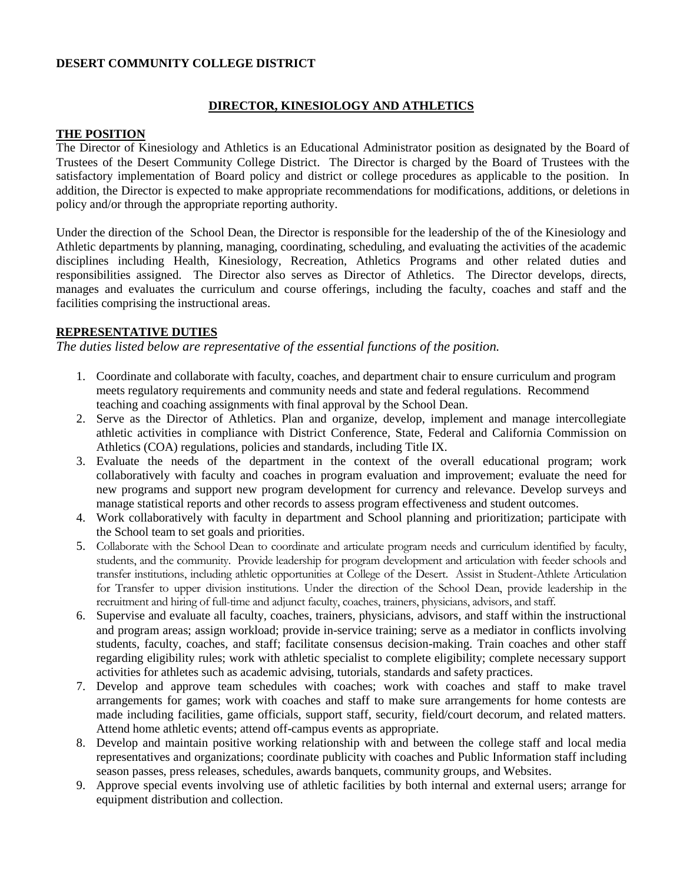**DESERT COMMUNITY COLLEGE DISTRICT**

## DIRECTOR, KINESIOLOGY AND ATHLETICS

### THE POSITION

The Director of Kinesiology and Athletics is an Educational Administrator position as designated by the Board of Trustees of the Desert Community College District. The Director is charged by the Board of Trustees with the satisfactory implementation of Board policy and district or college procedures as applicable to the position. In addition, the Director is expected to make appropriate recommendations for modifications, additions, or deletions in policy and/or through the appropriate reporting authority.

Under the direction of the School Dean, the Director is responsible for the leadership of the of the of the Kinesiology and Athletic departments by planning, managing, coordinating, scheduling, and evaluating the activities of the academic disciplines including Health, Kinesiology, Recreation, Athletics Programs and other related duties and responsibilities assigned. The Director also serves as Director of Athletics. The Director develops, directs, manages and evaluates the curriculum and course offerings, including the faculty, coaches and staff and the facilities comprising the instructional areas.

### REPRESENTATIVE DUTIES

*The duties listed below are representative of the essential functions of the position.*

1. Coordinate and collaborate with faculty, coaches, and department chair to ensure curriculum and program meets regulatory requirements and community needs and state and federal regulations. Recommend teaching and coaching assignments with final approval by the School Dean.
2. Serve as the Director of Athletics. Plan and organize, develop, implement and manage intercollegiate athletic activities in compliance with District Conference, State, Federal and California Commission on Athletics (COA) regulations, policies and standards, including Title IX.
3. Evaluate the needs of the department in the context of the overall educational program; work collaboratively with faculty and coaches in program evaluation and improvement; evaluate the need for new programs and support new program development for currency and relevance. Develop surveys and manage statistical reports and other records to assess program effectiveness and student outcomes.
4. Work collaboratively with faculty in department and School planning and prioritization; participate with the School team to set goals and priorities.
5. Collaborate with the School Dean to coordinate and articulate program needs and curriculum identified by faculty, students, and the community. Provide leadership for program development and articulation with feeder schools and transfer institutions, including athletic opportunities at College of the Desert. Assist in Student-Athlete Articulation for Transfer to upper division institutions. Under the direction of the School Dean, provide leadership in the recruitment and hiring of full-time and adjunct faculty, coaches, trainers, physicians, advisors, and staff.
6. Supervise and evaluate all faculty, coaches, trainers, physicians, advisors, and staff within the instructional and program areas; assign workload; provide in-service training; serve as a mediator in conflicts involving students, faculty, coaches, and staff; facilitate consensus decision-making. Train coaches and other staff regarding eligibility rules; work with athletic specialist to complete eligibility; complete necessary support activities for athletes such as academic advising, tutorials, standards and safety practices.
7. Develop and approve team schedules with coaches; work with coaches and staff to make travel arrangements for games; work with coaches and staff to make sure arrangements for home contests are made including facilities, game officials, support staff, security, field/court decorum, and related matters. Attend home athletic events; attend off-campus events as appropriate.
8. Develop and maintain positive working relationship with and between the college staff and local media representatives and organizations; coordinate publicity with coaches and Public Information staff including season passes, press releases, schedules, awards banquets, community groups, and Websites.
9. Approve special events involving use of athletic facilities by both internal and external users; arrange for equipment distribution and collection.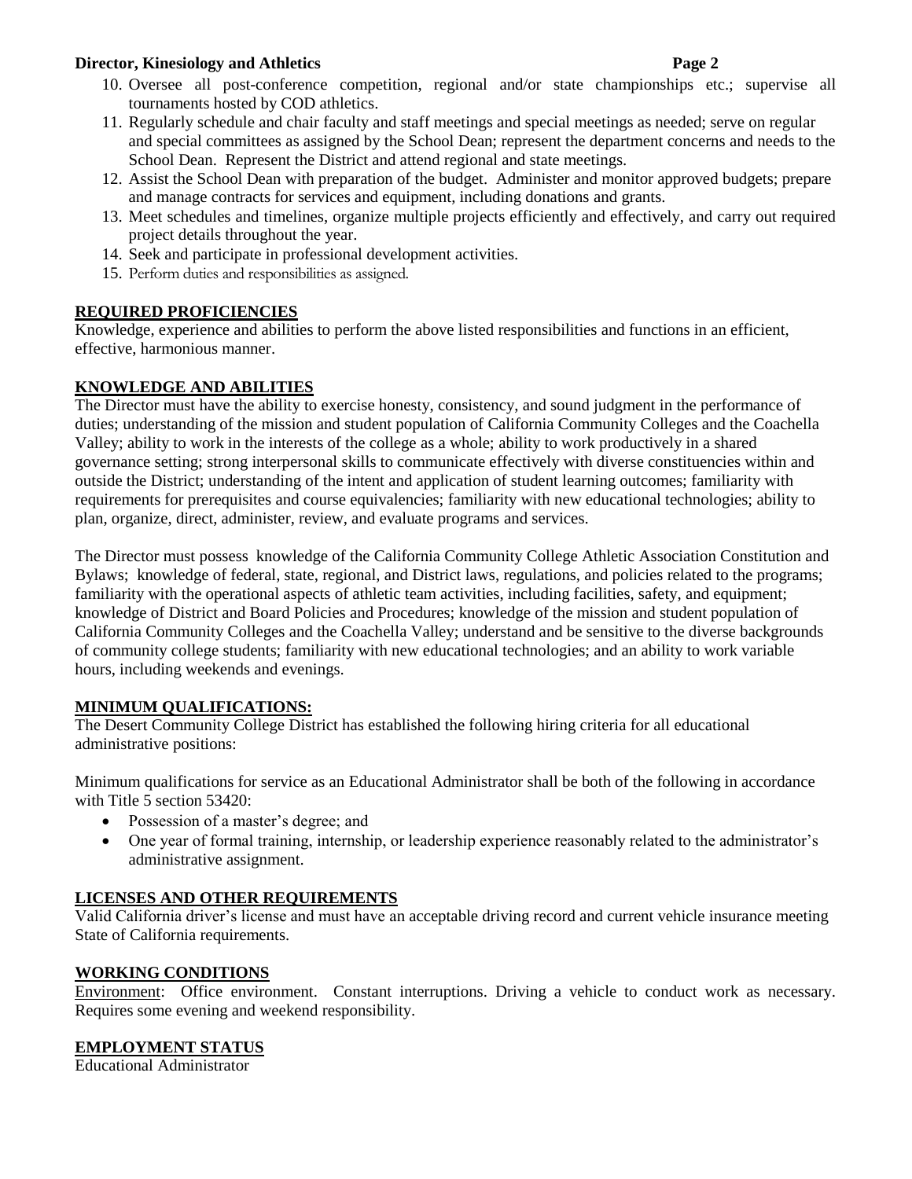10. Oversee all post-conference competition, regional and/or state championships etc.; supervise all tournaments hosted by COD athletics.
11. Regularly schedule and chair faculty and staff meetings and special meetings as needed; serve on regular and special committees as assigned by the School Dean; represent the department concerns and needs to the School Dean. Represent the District and attend regional and state meetings.
12. Assist the School Dean with preparation of the budget. Administer and monitor approved budgets; prepare and manage contracts for services and equipment, including donations and grants.
13. Meet schedules and timelines, organize multiple projects efficiently and effectively, and carry out required project details throughout the year.
14. Seek and participate in professional development activities.
15. Perform duties and responsibilities as assigned.

## REQUIRED PROFICIENCIES

Knowledge, experience and abilities to perform the above listed responsibilities and functions in an efficient, effective, harmonious manner.

## KNOWLEDGE AND ABILITIES

The Director must have the ability to exercise honesty, consistency, and sound judgment in the performance of duties; understanding of the mission and student population of California Community Colleges and the Coachella Valley; ability to work in the interests of the college as a whole; ability to work productively in a shared governance setting; strong interpersonal skills to communicate effectively with diverse constituencies within and outside the District; understanding of the intent and application of student learning outcomes; familiarity with requirements for prerequisites and course equivalencies; familiarity with new educational technologies; ability to plan, organize, direct, administer, review, and evaluate programs and services.

The Director must possess knowledge of the California Community College Athletic Association Constitution and Bylaws; knowledge of federal, state, regional, and District laws, regulations, and policies related to the programs; familiarity with the operational aspects of athletic team activities, including facilities, safety, and equipment; knowledge of District and Board Policies and Procedures; knowledge of the mission and student population of California Community Colleges and the Coachella Valley; understand and be sensitive to the diverse backgrounds of community college students; familiarity with new educational technologies; and an ability to work variable hours, including weekends and evenings.

## MINIMUM QUALIFICATIONS:

The Desert Community College District has established the following hiring criteria for all educational administrative positions:

Minimum qualifications for service as an Educational Administrator shall be both of the following in accordance with Title 5 section 53420:

- Possession of a master's degree; and
- One year of formal training, internship, or leadership experience reasonably related to the administrator's administrative assignment.

## LICENSES AND OTHER REQUIREMENTS

Valid California driver's license and must have an acceptable driving record and current vehicle insurance meeting State of California requirements.

## WORKING CONDITIONS

Environment: Office environment. Constant interruptions. Driving a vehicle to conduct work as necessary. Requires some evening and weekend responsibility.

## EMPLOYMENT STATUS

Educational Administrator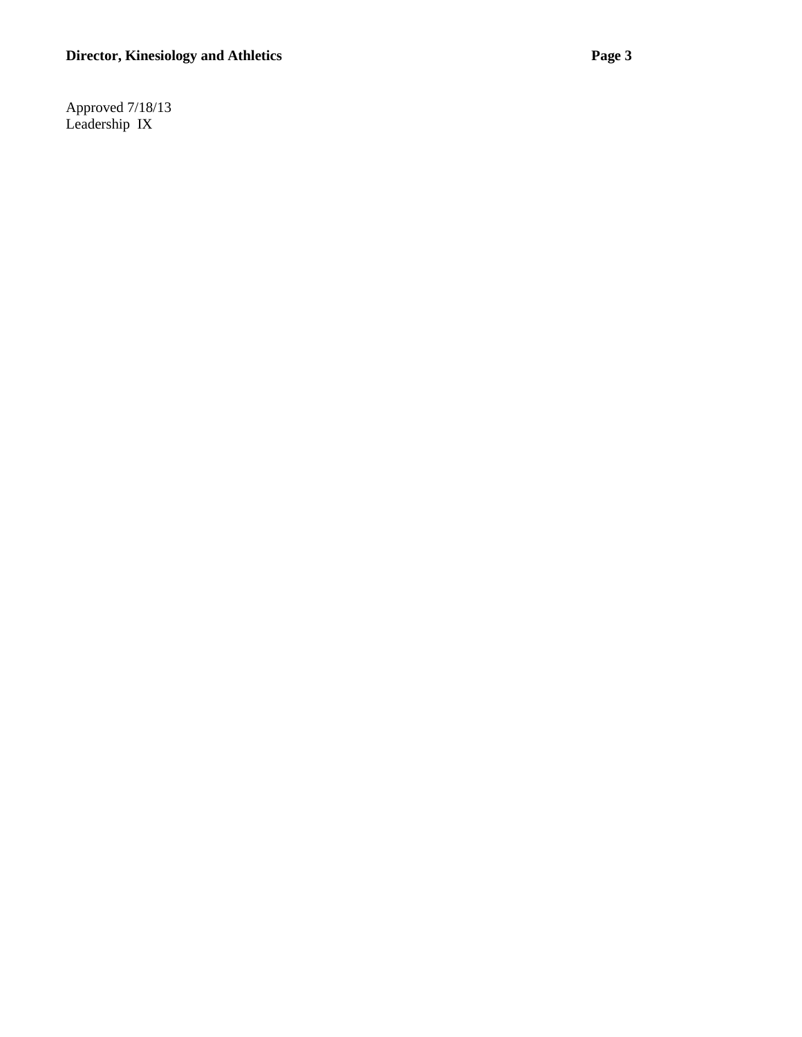Approved 7/18/13
Leadership IX